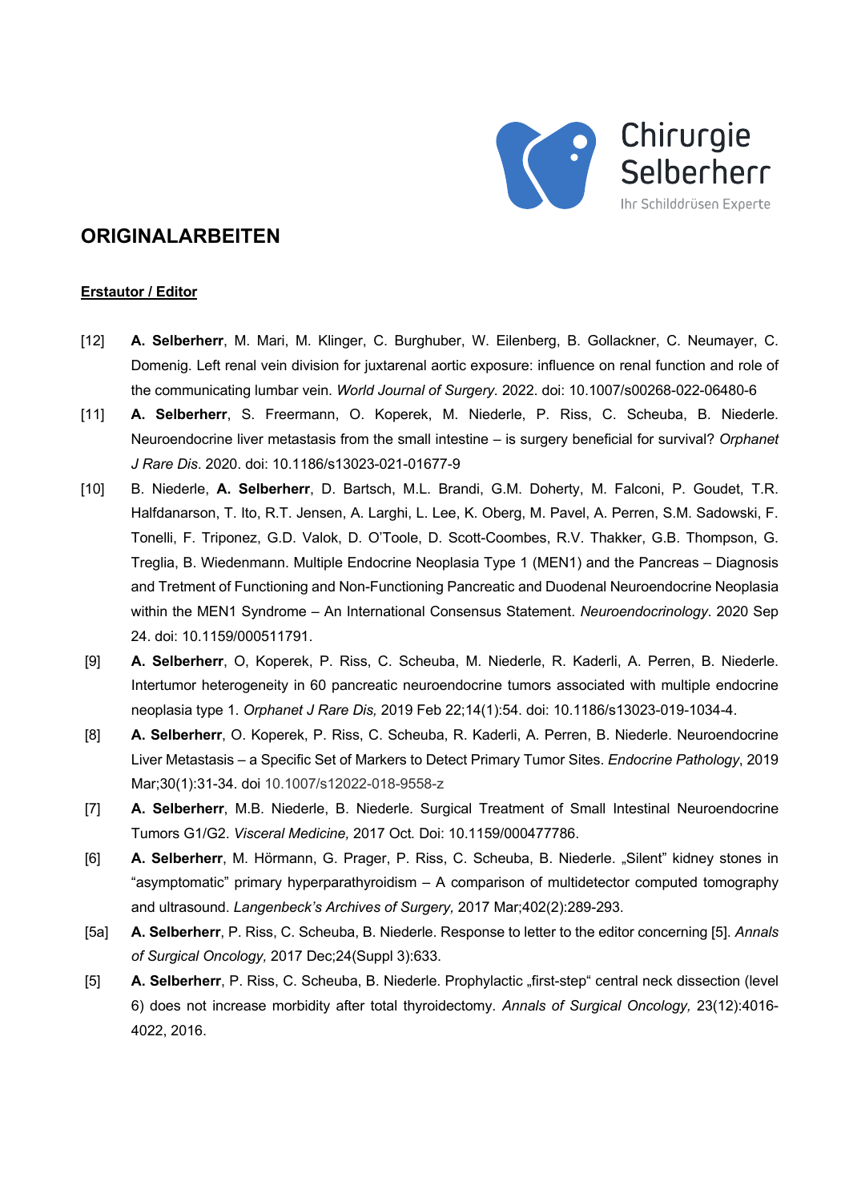Chirurgie Selberherr

Ihr Schilddrüsen Experte

# ORIGINALARBEITEN

## Erstautor / Editor

[12] **A. Selberherr**, M. Mari, M. Klinger, C. Burghuber, W. Eilenberg, B. Gollackner, C. Neumayer, C. Domenig. Left renal vein division for juxtarenal aortic exposure: influence on renal function and role of the communicating lumbar vein. *World Journal of Surgery*. 2022. doi: 10.1007/s00268-022-06480-6

[11] **A. Selberherr**, S. Freermann, O. Koperek, M. Niederle, P. Riss, C. Scheuba, B. Niederle. Neuroendocrine liver metastasis from the small intestine – is surgery beneficial for survival? *Orphanet J Rare Dis*. 2020. doi: 10.1186/s13023-021-01677-9

[10] B. Niederle, **A. Selberherr**, D. Bartsch, M.L. Brandi, G.M. Doherty, M. Falconi, P. Goudet, T.R. Halfdanarson, T. Ito, R.T. Jensen, A. Larghi, L. Lee, K. Oberg, M. Pavel, A. Perren, S.M. Sadowski, F. Tonelli, F. Triponez, G.D. Valok, D. O'Toole, D. Scott-Coombes, R.V. Thakker, G.B. Thompson, G. Treglia, B. Wiedenmann. Multiple Endocrine Neoplasia Type 1 (MEN1) and the Pancreas – Diagnosis and Tretment of Functioning and Non-Functioning Pancreatic and Duodenal Neuroendocrine Neoplasia within the MEN1 Syndrome – An International Consensus Statement. *Neuroendocrinology*. 2020 Sep 24. doi: 10.1159/000511791.

[9] **A. Selberherr**, O, Koperek, P. Riss, C. Scheuba, M. Niederle, R. Kaderli, A. Perren, B. Niederle. Intertumor heterogeneity in 60 pancreatic neuroendocrine tumors associated with multiple endocrine neoplasia type 1. *Orphanet J Rare Dis,* 2019 Feb 22;14(1):54. doi: 10.1186/s13023-019-1034-4.

[8] **A. Selberherr**, O. Koperek, P. Riss, C. Scheuba, R. Kaderli, A. Perren, B. Niederle. Neuroendocrine Liver Metastasis – a Specific Set of Markers to Detect Primary Tumor Sites. *Endocrine Pathology*, 2019 Mar;30(1):31-34. doi 10.1007/s12022-018-9558-z

[7] **A. Selberherr**, M.B. Niederle, B. Niederle. Surgical Treatment of Small Intestinal Neuroendocrine Tumors G1/G2. *Visceral Medicine,* 2017 Oct. Doi: 10.1159/000477786.

[6] **A. Selberherr**, M. Hörmann, G. Prager, P. Riss, C. Scheuba, B. Niederle. „Silent" kidney stones in "asymptomatic" primary hyperparathyroidism – A comparison of multidetector computed tomography and ultrasound. *Langenbeck's Archives of Surgery,* 2017 Mar;402(2):289-293.

[5a] **A. Selberherr**, P. Riss, C. Scheuba, B. Niederle. Response to letter to the editor concerning [5]. *Annals of Surgical Oncology,* 2017 Dec;24(Suppl 3):633.

[5] **A. Selberherr**, P. Riss, C. Scheuba, B. Niederle. Prophylactic „first-step" central neck dissection (level 6) does not increase morbidity after total thyroidectomy. *Annals of Surgical Oncology,* 23(12):4016-4022, 2016.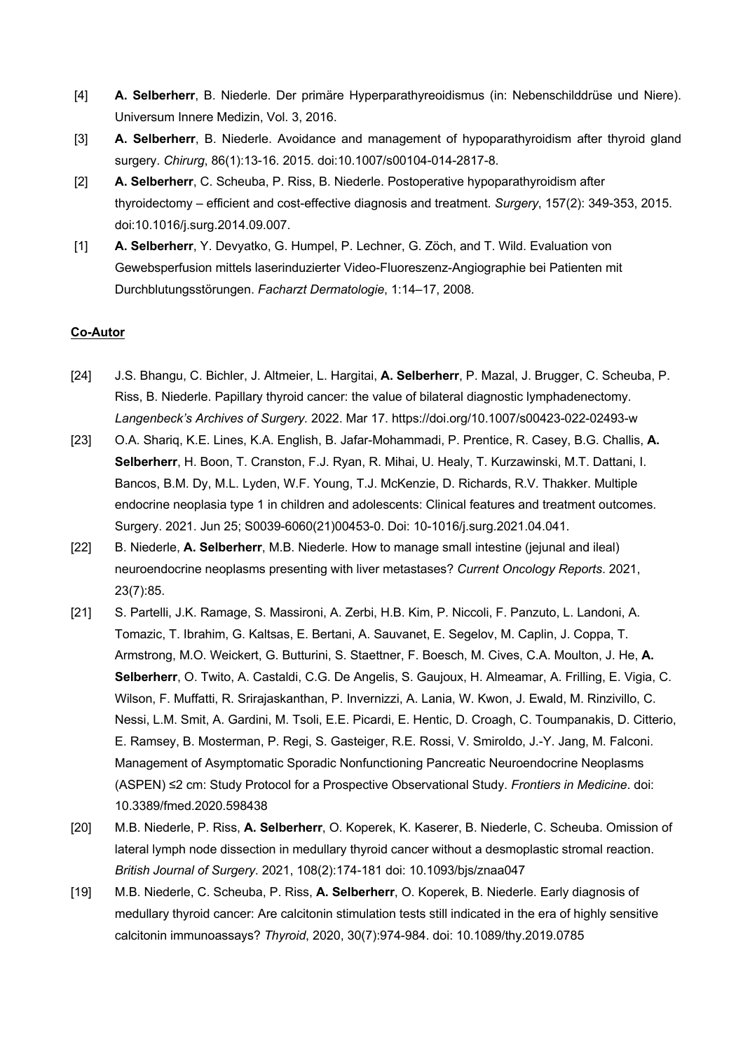[4] **A. Selberherr**, B. Niederle. Der primäre Hyperparathyreoidismus (in: Nebenschilddrüse und Niere). Universum Innere Medizin, Vol. 3, 2016.

[3] **A. Selberherr**, B. Niederle. Avoidance and management of hypoparathyroidism after thyroid gland surgery. *Chirurg*, 86(1):13-16. 2015. doi:10.1007/s00104-014-2817-8.

[2] **A. Selberherr**, C. Scheuba, P. Riss, B. Niederle. Postoperative hypoparathyroidism after thyroidectomy – efficient and cost-effective diagnosis and treatment. *Surgery*, 157(2): 349-353, 2015. doi:10.1016/j.surg.2014.09.007.

[1] **A. Selberherr**, Y. Devyatko, G. Humpel, P. Lechner, G. Zöch, and T. Wild. Evaluation von Gewebsperfusion mittels laserinduzierter Video-Fluoreszenz-Angiographie bei Patienten mit Durchblutungsstörungen. *Facharzt Dermatologie*, 1:14–17, 2008.

**Co-Autor**

[24] J.S. Bhangu, C. Bichler, J. Altmeier, L. Hargitai, **A. Selberherr**, P. Mazal, J. Brugger, C. Scheuba, P. Riss, B. Niederle. Papillary thyroid cancer: the value of bilateral diagnostic lymphadenectomy. *Langenbeck's Archives of Surgery.* 2022. Mar 17. https://doi.org/10.1007/s00423-022-02493-w

[23] O.A. Shariq, K.E. Lines, K.A. English, B. Jafar-Mohammadi, P. Prentice, R. Casey, B.G. Challis, **A. Selberherr**, H. Boon, T. Cranston, F.J. Ryan, R. Mihai, U. Healy, T. Kurzawinski, M.T. Dattani, I. Bancos, B.M. Dy, M.L. Lyden, W.F. Young, T.J. McKenzie, D. Richards, R.V. Thakker. Multiple endocrine neoplasia type 1 in children and adolescents: Clinical features and treatment outcomes. Surgery. 2021. Jun 25; S0039-6060(21)00453-0. Doi: 10-1016/j.surg.2021.04.041.

[22] B. Niederle, **A. Selberherr**, M.B. Niederle. How to manage small intestine (jejunal and ileal) neuroendocrine neoplasms presenting with liver metastases? *Current Oncology Reports*. 2021, 23(7):85.

[21] S. Partelli, J.K. Ramage, S. Massironi, A. Zerbi, H.B. Kim, P. Niccoli, F. Panzuto, L. Landoni, A. Tomazic, T. Ibrahim, G. Kaltsas, E. Bertani, A. Sauvanet, E. Segelov, M. Caplin, J. Coppa, T. Armstrong, M.O. Weickert, G. Butturini, S. Staettner, F. Boesch, M. Cives, C.A. Moulton, J. He, **A. Selberherr**, O. Twito, A. Castaldi, C.G. De Angelis, S. Gaujoux, H. Almeamar, A. Frilling, E. Vigia, C. Wilson, F. Muffatti, R. Srirajaskanthan, P. Invernizzi, A. Lania, W. Kwon, J. Ewald, M. Rinzivillo, C. Nessi, L.M. Smit, A. Gardini, M. Tsoli, E.E. Picardi, E. Hentic, D. Croagh, C. Toumpanakis, D. Citterio, E. Ramsey, B. Mosterman, P. Regi, S. Gasteiger, R.E. Rossi, V. Smiroldo, J.-Y. Jang, M. Falconi. Management of Asymptomatic Sporadic Nonfunctioning Pancreatic Neuroendocrine Neoplasms (ASPEN) ≤2 cm: Study Protocol for a Prospective Observational Study. *Frontiers in Medicine*. doi: 10.3389/fmed.2020.598438

[20] M.B. Niederle, P. Riss, **A. Selberherr**, O. Koperek, K. Kaserer, B. Niederle, C. Scheuba. Omission of lateral lymph node dissection in medullary thyroid cancer without a desmoplastic stromal reaction. *British Journal of Surgery.* 2021, 108(2):174-181 doi: 10.1093/bjs/znaa047

[19] M.B. Niederle, C. Scheuba, P. Riss, **A. Selberherr**, O. Koperek, B. Niederle. Early diagnosis of medullary thyroid cancer: Are calcitonin stimulation tests still indicated in the era of highly sensitive calcitonin immunoassays? *Thyroid*, 2020, 30(7):974-984. doi: 10.1089/thy.2019.0785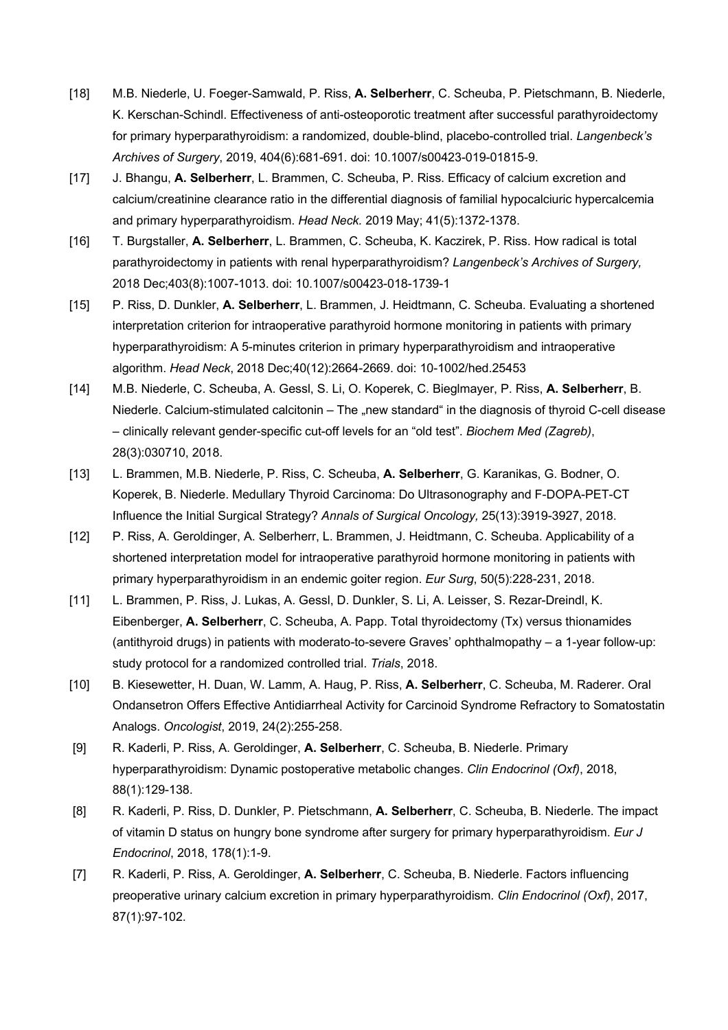[18] M.B. Niederle, U. Foeger-Samwald, P. Riss, **A. Selberherr**, C. Scheuba, P. Pietschmann, B. Niederle, K. Kerschan-Schindl. Effectiveness of anti-osteoporotic treatment after successful parathyroidectomy for primary hyperparathyroidism: a randomized, double-blind, placebo-controlled trial. *Langenbeck's Archives of Surgery*, 2019, 404(6):681-691. doi: 10.1007/s00423-019-01815-9.

[17] J. Bhangu, **A. Selberherr**, L. Brammen, C. Scheuba, P. Riss. Efficacy of calcium excretion and calcium/creatinine clearance ratio in the differential diagnosis of familial hypocalciuric hypercalcemia and primary hyperparathyroidism. *Head Neck.* 2019 May; 41(5):1372-1378.

[16] T. Burgstaller, **A. Selberherr**, L. Brammen, C. Scheuba, K. Kaczirek, P. Riss. How radical is total parathyroidectomy in patients with renal hyperparathyroidism? *Langenbeck's Archives of Surgery,* 2018 Dec;403(8):1007-1013. doi: 10.1007/s00423-018-1739-1

[15] P. Riss, D. Dunkler, **A. Selberherr**, L. Brammen, J. Heidtmann, C. Scheuba. Evaluating a shortened interpretation criterion for intraoperative parathyroid hormone monitoring in patients with primary hyperparathyroidism: A 5-minutes criterion in primary hyperparathyroidism and intraoperative algorithm. *Head Neck*, 2018 Dec;40(12):2664-2669. doi: 10-1002/hed.25453

[14] M.B. Niederle, C. Scheuba, A. Gessl, S. Li, O. Koperek, C. Bieglmayer, P. Riss, **A. Selberherr**, B. Niederle. Calcium-stimulated calcitonin – The „new standard" in the diagnosis of thyroid C-cell disease – clinically relevant gender-specific cut-off levels for an "old test". *Biochem Med (Zagreb)*, 28(3):030710, 2018.

[13] L. Brammen, M.B. Niederle, P. Riss, C. Scheuba, **A. Selberherr**, G. Karanikas, G. Bodner, O. Koperek, B. Niederle. Medullary Thyroid Carcinoma: Do Ultrasonography and F-DOPA-PET-CT Influence the Initial Surgical Strategy? *Annals of Surgical Oncology,* 25(13):3919-3927, 2018.

[12] P. Riss, A. Geroldinger, A. Selberherr, L. Brammen, J. Heidtmann, C. Scheuba. Applicability of a shortened interpretation model for intraoperative parathyroid hormone monitoring in patients with primary hyperparathyroidism in an endemic goiter region. *Eur Surg*, 50(5):228-231, 2018.

[11] L. Brammen, P. Riss, J. Lukas, A. Gessl, D. Dunkler, S. Li, A. Leisser, S. Rezar-Dreindl, K. Eibenberger, **A. Selberherr**, C. Scheuba, A. Papp. Total thyroidectomy (Tx) versus thionamides (antithyroid drugs) in patients with moderato-to-severe Graves' ophthalmopathy – a 1-year follow-up: study protocol for a randomized controlled trial. *Trials*, 2018.

[10] B. Kiesewetter, H. Duan, W. Lamm, A. Haug, P. Riss, **A. Selberherr**, C. Scheuba, M. Raderer. Oral Ondansetron Offers Effective Antidiarrheal Activity for Carcinoid Syndrome Refractory to Somatostatin Analogs. *Oncologist*, 2019, 24(2):255-258.

[9] R. Kaderli, P. Riss, A. Geroldinger, **A. Selberherr**, C. Scheuba, B. Niederle. Primary hyperparathyroidism: Dynamic postoperative metabolic changes. *Clin Endocrinol (Oxf)*, 2018, 88(1):129-138.

[8] R. Kaderli, P. Riss, D. Dunkler, P. Pietschmann, **A. Selberherr**, C. Scheuba, B. Niederle. The impact of vitamin D status on hungry bone syndrome after surgery for primary hyperparathyroidism. *Eur J Endocrinol*, 2018, 178(1):1-9.

[7] R. Kaderli, P. Riss, A. Geroldinger, **A. Selberherr**, C. Scheuba, B. Niederle. Factors influencing preoperative urinary calcium excretion in primary hyperparathyroidism. *Clin Endocrinol (Oxf)*, 2017, 87(1):97-102.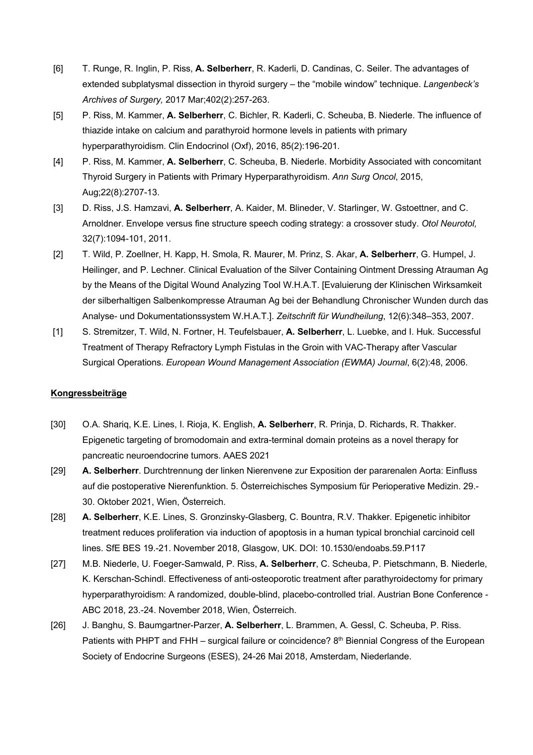[6] T. Runge, R. Inglin, P. Riss, **A. Selberherr**, R. Kaderli, D. Candinas, C. Seiler. The advantages of extended subplatysmal dissection in thyroid surgery – the "mobile window" technique. *Langenbeck's Archives of Surgery,* 2017 Mar;402(2):257-263.

[5] P. Riss, M. Kammer, **A. Selberherr**, C. Bichler, R. Kaderli, C. Scheuba, B. Niederle. The influence of thiazide intake on calcium and parathyroid hormone levels in patients with primary hyperparathyroidism. Clin Endocrinol (Oxf), 2016, 85(2):196-201.

[4] P. Riss, M. Kammer, **A. Selberherr**, C. Scheuba, B. Niederle. Morbidity Associated with concomitant Thyroid Surgery in Patients with Primary Hyperparathyroidism. *Ann Surg Oncol*, 2015, Aug;22(8):2707-13.

[3] D. Riss, J.S. Hamzavi, **A. Selberherr**, A. Kaider, M. Blineder, V. Starlinger, W. Gstoettner, and C. Arnoldner. Envelope versus fine structure speech coding strategy: a crossover study. *Otol Neurotol,* 32(7):1094-101, 2011.

[2] T. Wild, P. Zoellner, H. Kapp, H. Smola, R. Maurer, M. Prinz, S. Akar, **A. Selberherr**, G. Humpel, J. Heilinger, and P. Lechner. Clinical Evaluation of the Silver Containing Ointment Dressing Atrauman Ag by the Means of the Digital Wound Analyzing Tool W.H.A.T. [Evaluierung der Klinischen Wirksamkeit der silberhaltigen Salbenkompresse Atrauman Ag bei der Behandlung Chronischer Wunden durch das Analyse- und Dokumentationssystem W.H.A.T.]. *Zeitschrift für Wundheilung*, 12(6):348–353, 2007.

[1] S. Stremitzer, T. Wild, N. Fortner, H. Teufelsbauer, **A. Selberherr**, L. Luebke, and I. Huk. Successful Treatment of Therapy Refractory Lymph Fistulas in the Groin with VAC-Therapy after Vascular Surgical Operations. *European Wound Management Association (EWMA) Journal*, 6(2):48, 2006.

**Kongressbeiträge**

[30] O.A. Shariq, K.E. Lines, I. Rioja, K. English, **A. Selberherr**, R. Prinja, D. Richards, R. Thakker. Epigenetic targeting of bromodomain and extra-terminal domain proteins as a novel therapy for pancreatic neuroendocrine tumors. AAES 2021

[29] **A. Selberherr**. Durchtrennung der linken Nierenvene zur Exposition der pararenalen Aorta: Einfluss auf die postoperative Nierenfunktion. 5. Österreichisches Symposium für Perioperative Medizin. 29.-30. Oktober 2021, Wien, Österreich.

[28] **A. Selberherr**, K.E. Lines, S. Gronzinsky-Glasberg, C. Bountra, R.V. Thakker. Epigenetic inhibitor treatment reduces proliferation via induction of apoptosis in a human typical bronchial carcinoid cell lines. SfE BES 19.-21. November 2018, Glasgow, UK. DOI: 10.1530/endoabs.59.P117

[27] M.B. Niederle, U. Foeger-Samwald, P. Riss, **A. Selberherr**, C. Scheuba, P. Pietschmann, B. Niederle, K. Kerschan-Schindl. Effectiveness of anti-osteoporotic treatment after parathyroidectomy for primary hyperparathyroidism: A randomized, double-blind, placebo-controlled trial. Austrian Bone Conference - ABC 2018, 23.-24. November 2018, Wien, Österreich.

[26] J. Banghu, S. Baumgartner-Parzer, **A. Selberherr**, L. Brammen, A. Gessl, C. Scheuba, P. Riss. Patients with PHPT and FHH – surgical failure or coincidence? 8th Biennial Congress of the European Society of Endocrine Surgeons (ESES), 24-26 Mai 2018, Amsterdam, Niederlande.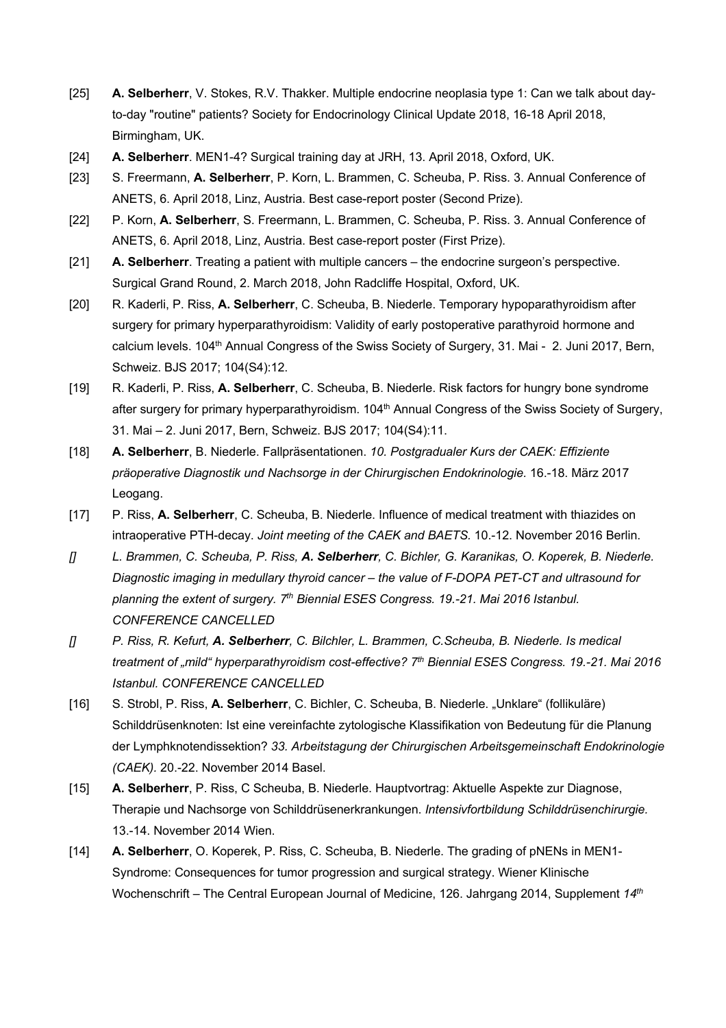[25] **A. Selberherr**, V. Stokes, R.V. Thakker. Multiple endocrine neoplasia type 1: Can we talk about day-to-day "routine" patients? Society for Endocrinology Clinical Update 2018, 16-18 April 2018, Birmingham, UK.

[24] **A. Selberherr**. MEN1-4? Surgical training day at JRH, 13. April 2018, Oxford, UK.

[23] S. Freermann, **A. Selberherr**, P. Korn, L. Brammen, C. Scheuba, P. Riss. 3. Annual Conference of ANETS, 6. April 2018, Linz, Austria. Best case-report poster (Second Prize).

[22] P. Korn, **A. Selberherr**, S. Freermann, L. Brammen, C. Scheuba, P. Riss. 3. Annual Conference of ANETS, 6. April 2018, Linz, Austria. Best case-report poster (First Prize).

[21] **A. Selberherr**. Treating a patient with multiple cancers – the endocrine surgeon's perspective. Surgical Grand Round, 2. March 2018, John Radcliffe Hospital, Oxford, UK.

[20] R. Kaderli, P. Riss, **A. Selberherr**, C. Scheuba, B. Niederle. Temporary hypoparathyroidism after surgery for primary hyperparathyroidism: Validity of early postoperative parathyroid hormone and calcium levels. 104th Annual Congress of the Swiss Society of Surgery, 31. Mai - 2. Juni 2017, Bern, Schweiz. BJS 2017; 104(S4):12.

[19] R. Kaderli, P. Riss, **A. Selberherr**, C. Scheuba, B. Niederle. Risk factors for hungry bone syndrome after surgery for primary hyperparathyroidism. 104th Annual Congress of the Swiss Society of Surgery, 31. Mai – 2. Juni 2017, Bern, Schweiz. BJS 2017; 104(S4):11.

[18] **A. Selberherr**, B. Niederle. Fallpräsentationen. *10. Postgradualer Kurs der CAEK: Effiziente präoperative Diagnostik und Nachsorge in der Chirurgischen Endokrinologie.* 16.-18. März 2017 Leogang.

[17] P. Riss, **A. Selberherr**, C. Scheuba, B. Niederle. Influence of medical treatment with thiazides on intraoperative PTH-decay. *Joint meeting of the CAEK and BAETS.* 10.-12. November 2016 Berlin.

*[] L. Brammen, C. Scheuba, P. Riss,* ***A. Selberherr****, C. Bichler, G. Karanikas, O. Koperek, B. Niederle. Diagnostic imaging in medullary thyroid cancer – the value of F-DOPA PET-CT and ultrasound for planning the extent of surgery. 7th Biennial ESES Congress. 19.-21. Mai 2016 Istanbul. CONFERENCE CANCELLED*

*[] P. Riss, R. Kefurt,* ***A. Selberherr****, C. Bilchler, L. Brammen, C.Scheuba, B. Niederle. Is medical treatment of „mild" hyperparathyroidism cost-effective? 7th Biennial ESES Congress. 19.-21. Mai 2016 Istanbul. CONFERENCE CANCELLED*

[16] S. Strobl, P. Riss, **A. Selberherr**, C. Bichler, C. Scheuba, B. Niederle. „Unklare" (follikuläre) Schilddrüsenknoten: Ist eine vereinfachte zytologische Klassifikation von Bedeutung für die Planung der Lymphknotendissektion? *33. Arbeitstagung der Chirurgischen Arbeitsgemeinschaft Endokrinologie (CAEK).* 20.-22. November 2014 Basel.

[15] **A. Selberherr**, P. Riss, C Scheuba, B. Niederle. Hauptvortrag: Aktuelle Aspekte zur Diagnose, Therapie und Nachsorge von Schilddrüsenerkrankungen. *Intensivfortbildung Schilddrüsenchirurgie.* 13.-14. November 2014 Wien.

[14] **A. Selberherr**, O. Koperek, P. Riss, C. Scheuba, B. Niederle. The grading of pNENs in MEN1-Syndrome: Consequences for tumor progression and surgical strategy. Wiener Klinische Wochenschrift – The Central European Journal of Medicine, 126. Jahrgang 2014, Supplement *14th*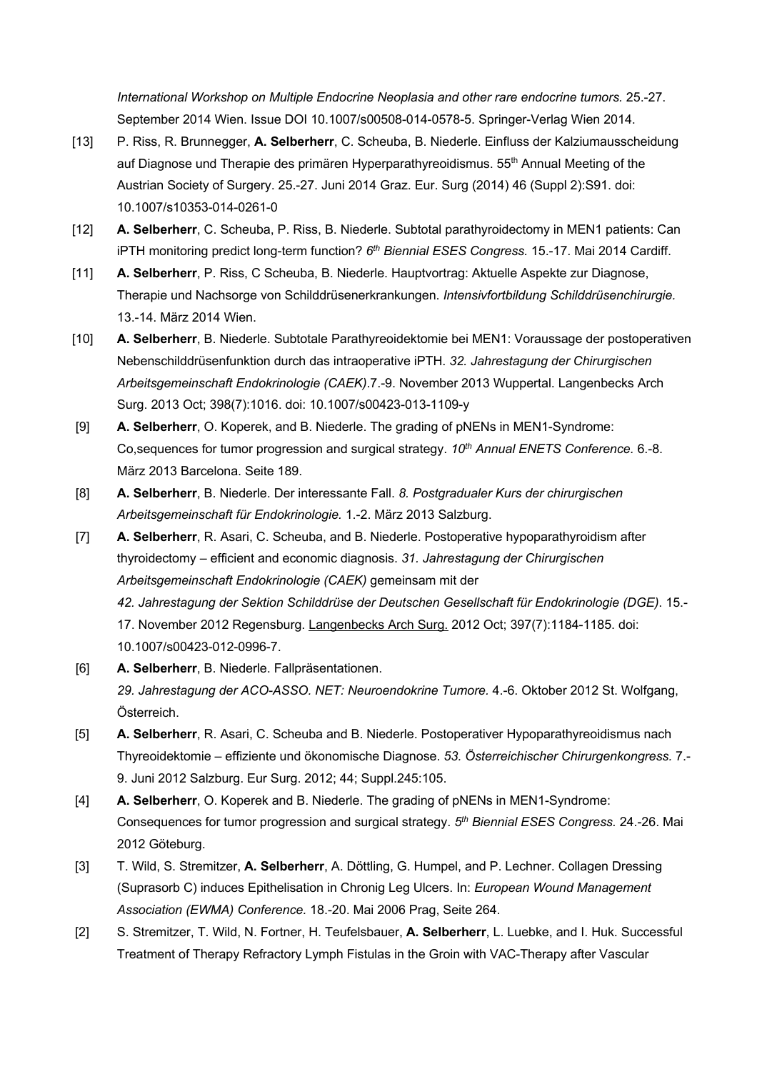*International Workshop on Multiple Endocrine Neoplasia and other rare endocrine tumors.* 25.-27. September 2014 Wien. Issue DOI 10.1007/s00508-014-0578-5. Springer-Verlag Wien 2014.

[13] P. Riss, R. Brunnegger, **A. Selberherr**, C. Scheuba, B. Niederle. Einfluss der Kalziumausscheidung auf Diagnose und Therapie des primären Hyperparathyreoidismus. 55th Annual Meeting of the Austrian Society of Surgery. 25.-27. Juni 2014 Graz. Eur. Surg (2014) 46 (Suppl 2):S91. doi: 10.1007/s10353-014-0261-0

[12] **A. Selberherr**, C. Scheuba, P. Riss, B. Niederle. Subtotal parathyroidectomy in MEN1 patients: Can iPTH monitoring predict long-term function? *6th Biennial ESES Congress.* 15.-17. Mai 2014 Cardiff.

[11] **A. Selberherr**, P. Riss, C Scheuba, B. Niederle. Hauptvortrag: Aktuelle Aspekte zur Diagnose, Therapie und Nachsorge von Schilddrüsenerkrankungen. *Intensivfortbildung Schilddrüsenchirurgie.* 13.-14. März 2014 Wien.

[10] **A. Selberherr**, B. Niederle. Subtotale Parathyreoidektomie bei MEN1: Voraussage der postoperativen Nebenschilddrüsenfunktion durch das intraoperative iPTH. *32. Jahrestagung der Chirurgischen Arbeitsgemeinschaft Endokrinologie (CAEK).*7.-9. November 2013 Wuppertal. Langenbecks Arch Surg. 2013 Oct; 398(7):1016. doi: 10.1007/s00423-013-1109-y

[9] **A. Selberherr**, O. Koperek, and B. Niederle. The grading of pNENs in MEN1-Syndrome: Co,sequences for tumor progression and surgical strategy. *10th Annual ENETS Conference.* 6.-8. März 2013 Barcelona. Seite 189.

[8] **A. Selberherr**, B. Niederle. Der interessante Fall. *8. Postgradualer Kurs der chirurgischen Arbeitsgemeinschaft für Endokrinologie.* 1.-2. März 2013 Salzburg.

[7] **A. Selberherr**, R. Asari, C. Scheuba, and B. Niederle. Postoperative hypoparathyroidism after thyroidectomy – efficient and economic diagnosis. *31. Jahrestagung der Chirurgischen Arbeitsgemeinschaft Endokrinologie (CAEK)* gemeinsam mit der *42. Jahrestagung der Sektion Schilddrüse der Deutschen Gesellschaft für Endokrinologie (DGE).* 15.-17. November 2012 Regensburg. Langenbecks Arch Surg. 2012 Oct; 397(7):1184-1185. doi: 10.1007/s00423-012-0996-7.

[6] **A. Selberherr**, B. Niederle. Fallpräsentationen. *29. Jahrestagung der ACO-ASSO. NET: Neuroendokrine Tumore.* 4.-6. Oktober 2012 St. Wolfgang, Österreich.

[5] **A. Selberherr**, R. Asari, C. Scheuba and B. Niederle. Postoperativer Hypoparathyreoidismus nach Thyreoidektomie – effiziente und ökonomische Diagnose. *53. Österreichischer Chirurgenkongress.* 7.-9. Juni 2012 Salzburg. Eur Surg. 2012; 44; Suppl.245:105.

[4] **A. Selberherr**, O. Koperek and B. Niederle. The grading of pNENs in MEN1-Syndrome: Consequences for tumor progression and surgical strategy. *5th Biennial ESES Congress.* 24.-26. Mai 2012 Göteburg.

[3] T. Wild, S. Stremitzer, **A. Selberherr**, A. Döttling, G. Humpel, and P. Lechner. Collagen Dressing (Suprasorb C) induces Epithelisation in Chronig Leg Ulcers. In: *European Wound Management Association (EWMA) Conference.* 18.-20. Mai 2006 Prag, Seite 264.

[2] S. Stremitzer, T. Wild, N. Fortner, H. Teufelsbauer, **A. Selberherr**, L. Luebke, and I. Huk. Successful Treatment of Therapy Refractory Lymph Fistulas in the Groin with VAC-Therapy after Vascular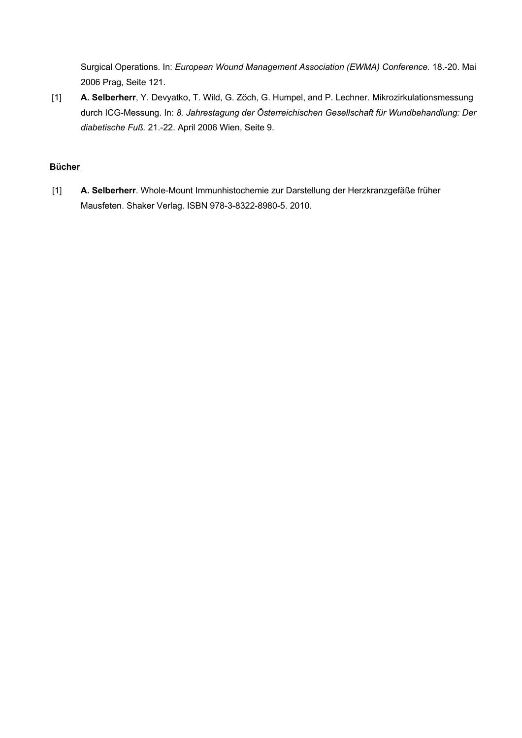Surgical Operations. In: *European Wound Management Association (EWMA) Conference*. 18.-20. Mai 2006 Prag, Seite 121.

[1] **A. Selberherr**, Y. Devyatko, T. Wild, G. Zöch, G. Humpel, and P. Lechner. Mikrozirkulationsmessung durch ICG-Messung. In: *8. Jahrestagung der Österreichischen Gesellschaft für Wundbehandlung: Der diabetische Fuß*. 21.-22. April 2006 Wien, Seite 9.

**<u>Bücher</u>**

[1] **A. Selberherr**. Whole-Mount Immunhistochemie zur Darstellung der Herzkranzgefäße früher Mausfeten. Shaker Verlag. ISBN 978-3-8322-8980-5. 2010.